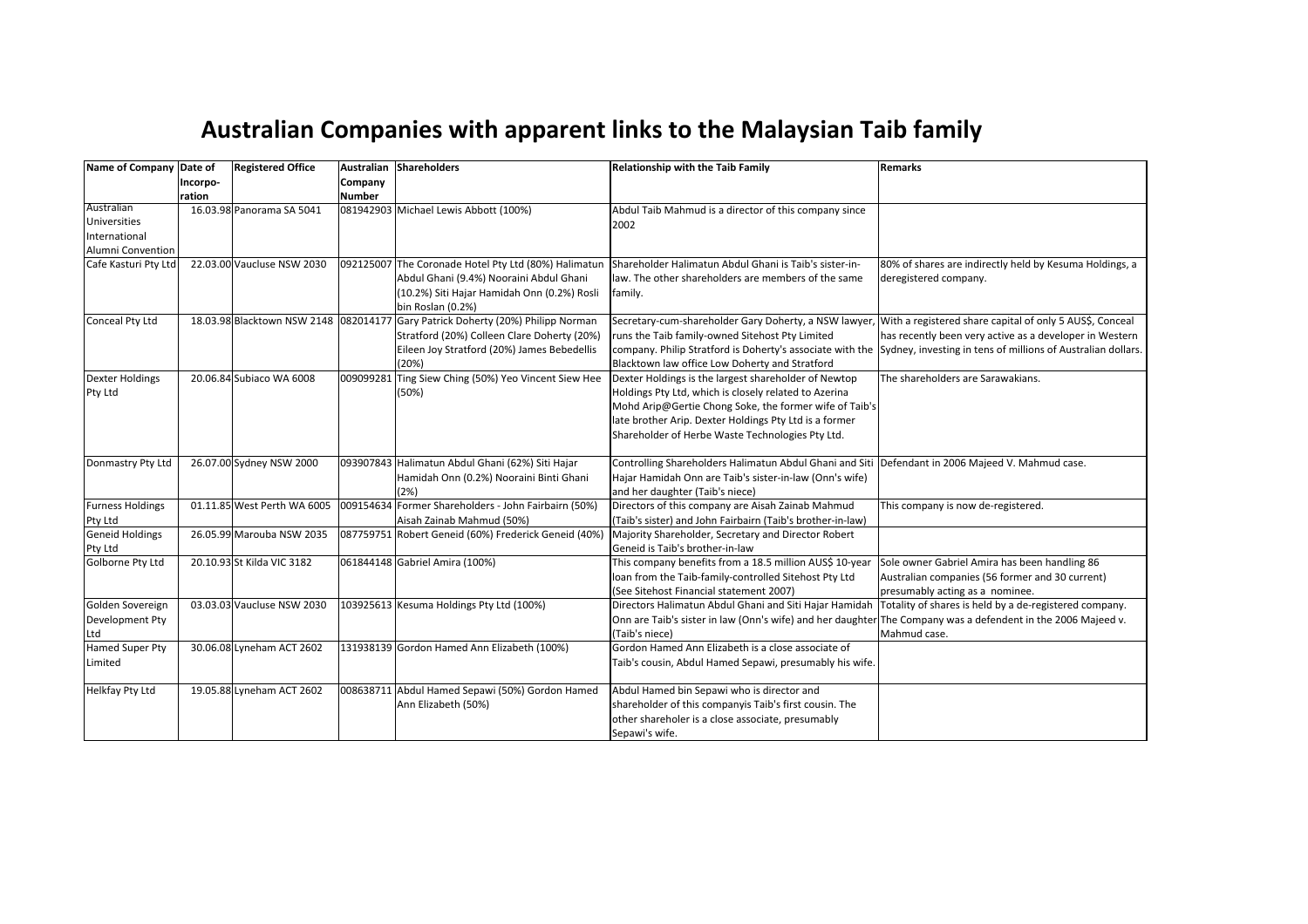# Australian Companies with apparent links to the Malaysian Taib family

| Name of Company | Date of Incorpo-ration | Registered Office | Australian Company Number | Shareholders | Relationship with the Taib Family | Remarks |
|---|---|---|---|---|---|---|
| Australian Universities International Alumni Convention | 16.03.98 | Panorama SA 5041 | 081942903 | Michael Lewis Abbott (100%) | Abdul Taib Mahmud is a director of this company since 2002 | |
| Cafe Kasturi Pty Ltd | 22.03.00 | Vaucluse NSW 2030 | 092125007 | The Coronade Hotel Pty Ltd (80%) Halimatun Abdul Ghani (9.4%) Nooraini Abdul Ghani (10.2%) Siti Hajar Hamidah Onn (0.2%) Rosli bin Roslan (0.2%) | Shareholder Halimatun Abdul Ghani is Taib's sister-in-law. The other shareholders are members of the same family. | 80% of shares are indirectly held by Kesuma Holdings, a deregistered company. |
| Conceal Pty Ltd | 18.03.98 | Blacktown NSW 2148 | 082014177 | Gary Patrick Doherty (20%) Philipp Norman Stratford (20%) Colleen Clare Doherty (20%) Eileen Joy Stratford (20%) James Bebedellis (20%) | Secretary-cum-shareholder Gary Doherty, a NSW lawyer, runs the Taib family-owned Sitehost Pty Limited company. Philip Stratford is Doherty's associate with the Blacktown law office Low Doherty and Stratford | With a registered share capital of only 5 AUS$, Conceal has recently been very active as a developer in Western Sydney, investing in tens of millions of Australian dollars. |
| Dexter Holdings Pty Ltd | 20.06.84 | Subiaco WA 6008 | 009099281 | Ting Siew Ching (50%) Yeo Vincent Siew Hee (50%) | Dexter Holdings is the largest shareholder of Newtop Holdings Pty Ltd, which is closely related to Azerina Mohd Arip@Gertie Chong Soke, the former wife of Taib's late brother Arip. Dexter Holdings Pty Ltd is a former Shareholder of Herbe Waste Technologies Pty Ltd. | The shareholders are Sarawakians. |
| Donmastry Pty Ltd | 26.07.00 | Sydney NSW 2000 | 093907843 | Halimatun Abdul Ghani (62%) Siti Hajar Hamidah Onn (0.2%) Nooraini Binti Ghani (2%) | Controlling Shareholders Halimatun Abdul Ghani and Siti Hajar Hamidah Onn are Taib's sister-in-law (Onn's wife) and her daughter (Taib's niece) | Defendant in 2006 Majeed V. Mahmud case. |
| Furness Holdings Pty Ltd | 01.11.85 | West Perth WA 6005 | 009154634 | Former Shareholders - John Fairbairn (50%) Aisah Zainab Mahmud (50%) | Directors of this company are Aisah Zainab Mahmud (Taib's sister) and John Fairbairn (Taib's brother-in-law) | This company is now de-registered. |
| Geneid Holdings Pty Ltd | 26.05.99 | Marouba NSW 2035 | 087759751 | Robert Geneid (60%) Frederick Geneid (40%) | Majority Shareholder, Secretary and Director Robert Geneid is Taib's brother-in-law | |
| Golborne Pty Ltd | 20.10.93 | St Kilda VIC 3182 | 061844148 | Gabriel Amira (100%) | This company benefits from a 18.5 million AUS$ 10-year loan from the Taib-family-controlled Sitehost Pty Ltd (See Sitehost Financial statement 2007) | Sole owner Gabriel Amira has been handling 86 Australian companies (56 former and 30 current) presumably acting as a nominee. |
| Golden Sovereign Development Pty Ltd | 03.03.03 | Vaucluse NSW 2030 | 103925613 | Kesuma Holdings Pty Ltd (100%) | Directors Halimatun Abdul Ghani and Siti Hajar Hamidah Onn are Taib's sister in law (Onn's wife) and her daughter (Taib's niece) | Totality of shares is held by a de-registered company. The Company was a defendent in the 2006 Majeed v. Mahmud case. |
| Hamed Super Pty Limited | 30.06.08 | Lyneham ACT 2602 | 131938139 | Gordon Hamed Ann Elizabeth (100%) | Gordon Hamed Ann Elizabeth is a close associate of Taib's cousin, Abdul Hamed Sepawi, presumably his wife. | |
| Helkfay Pty Ltd | 19.05.88 | Lyneham ACT 2602 | 008638711 | Abdul Hamed Sepawi (50%) Gordon Hamed Ann Elizabeth (50%) | Abdul Hamed bin Sepawi who is director and shareholder of this companyis Taib's first cousin. The other shareholer is a close associate, presumably Sepawi's wife. | |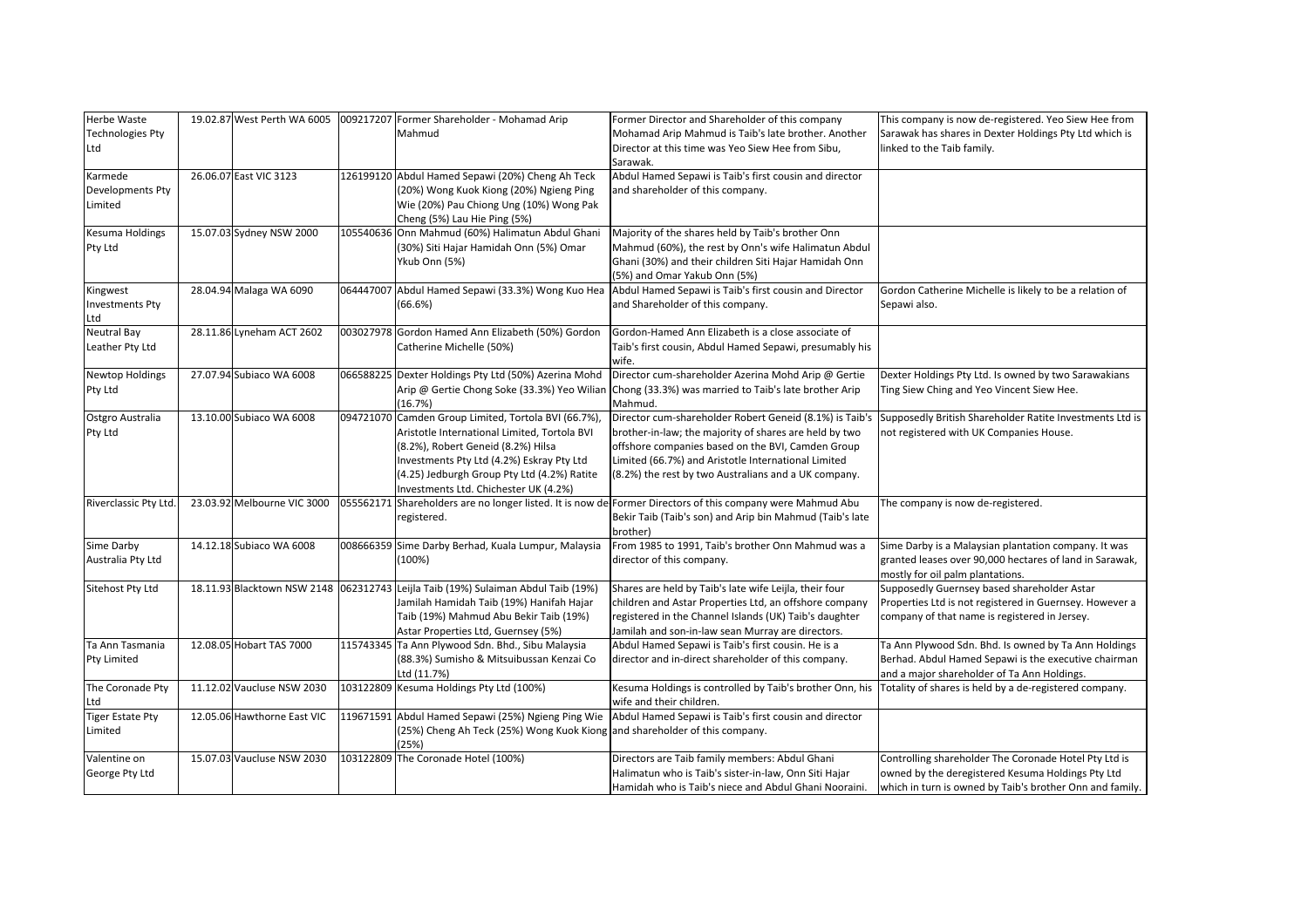| | | | | | |
|---|---|---|---|---|---|
| Herbe Waste Technologies Pty Ltd | 19.02.87 West Perth WA 6005 | 009217207 | Former Shareholder - Mohamad Arip Mahmud | Former Director and Shareholder of this company Mohamad Arip Mahmud is Taib's late brother. Another Director at this time was Yeo Siew Hee from Sibu, Sarawak. | This company is now de-registered. Yeo Siew Hee from Sarawak has shares in Dexter Holdings Pty Ltd which is linked to the Taib family. |
| Karmede Developments Pty Limited | 26.06.07 East VIC 3123 | 126199120 | Abdul Hamed Sepawi (20%) Cheng Ah Teck (20%) Wong Kuok Kiong (20%) Ngieng Ping Wie (20%) Pau Chiong Ung (10%) Wong Pak Cheng (5%) Lau Hie Ping (5%) | Abdul Hamed Sepawi is Taib's first cousin and director and shareholder of this company. | |
| Kesuma Holdings Pty Ltd | 15.07.03 Sydney NSW 2000 | 105540636 | Onn Mahmud (60%) Halimatun Abdul Ghani (30%) Siti Hajar Hamidah Onn (5%) Omar Ykub Onn (5%) | Majority of the shares held by Taib's brother Onn Mahmud (60%), the rest by Onn's wife Halimatun Abdul Ghani (30%) and their children Siti Hajar Hamidah Onn (5%) and Omar Yakub Onn (5%) | |
| Kingwest Investments Pty Ltd | 28.04.94 Malaga WA 6090 | 064447007 | Abdul Hamed Sepawi (33.3%) Wong Kuo Hea (66.6%) | Abdul Hamed Sepawi is Taib's first cousin and Director and Shareholder of this company. | Gordon Catherine Michelle is likely to be a relation of Sepawi also. |
| Neutral Bay Leather Pty Ltd | 28.11.86 Lyneham ACT 2602 | 003027978 | Gordon Hamed Ann Elizabeth (50%) Gordon Catherine Michelle (50%) | Gordon-Hamed Ann Elizabeth is a close associate of Taib's first cousin, Abdul Hamed Sepawi, presumably his wife. | |
| Newtop Holdings Pty Ltd | 27.07.94 Subiaco WA 6008 | 066588225 | Dexter Holdings Pty Ltd (50%) Azerina Mohd Arip @ Gertie Chong Soke (33.3%) Yeo Wilian (16.7%) | Director cum-shareholder Azerina Mohd Arip @ Gertie Chong (33.3%) was married to Taib's late brother Arip Mahmud. | Dexter Holdings Pty Ltd. Is owned by two Sarawakians Ting Siew Ching and Yeo Vincent Siew Hee. |
| Ostgro Australia Pty Ltd | 13.10.00 Subiaco WA 6008 | 094721070 | Camden Group Limited, Tortola BVI (66.7%), Aristotle International Limited, Tortola BVI (8.2%), Robert Geneid (8.2%) Hilsa Investments Pty Ltd (4.2%) Eskray Pty Ltd (4.25) Jedburgh Group Pty Ltd (4.2%) Ratite Investments Ltd. Chichester UK (4.2%) | Director cum-shareholder Robert Geneid (8.1%) is Taib's brother-in-law; the majority of shares are held by two offshore companies based on the BVI, Camden Group Limited (66.7%) and Aristotle International Limited (8.2%) the rest by two Australians and a UK company. | Supposedly British Shareholder Ratite Investments Ltd is not registered with UK Companies House. |
| Riverclassic Pty Ltd. | 23.03.92 Melbourne VIC 3000 | 055562171 | Shareholders are no longer listed. It is now de-registered. | Former Directors of this company were Mahmud Abu Bekir Taib (Taib's son) and Arip bin Mahmud (Taib's late brother) | The company is now de-registered. |
| Sime Darby Australia Pty Ltd | 14.12.18 Subiaco WA 6008 | 008666359 | Sime Darby Berhad, Kuala Lumpur, Malaysia (100%) | From 1985 to 1991, Taib's brother Onn Mahmud was a director of this company. | Sime Darby is a Malaysian plantation company. It was granted leases over 90,000 hectares of land in Sarawak, mostly for oil palm plantations. |
| Sitehost Pty Ltd | 18.11.93 Blacktown NSW 2148 | 062312743 | Leijla Taib (19%) Sulaiman Abdul Taib (19%) Jamilah Hamidah Taib (19%) Hanifah Hajar Taib (19%) Mahmud Abu Bekir Taib (19%) Astar Properties Ltd, Guernsey (5%) | Shares are held by Taib's late wife Leijla, their four children and Astar Properties Ltd, an offshore company registered in the Channel Islands (UK) Taib's daughter Jamilah and son-in-law sean Murray are directors. | Supposedly Guernsey based shareholder Astar Properties Ltd is not registered in Guernsey. However a company of that name is registered in Jersey. |
| Ta Ann Tasmania Pty Limited | 12.08.05 Hobart TAS 7000 | 115743345 | Ta Ann Plywood Sdn. Bhd., Sibu Malaysia (88.3%) Sumisho & Mitsuibussan Kenzai Co Ltd (11.7%) | Abdul Hamed Sepawi is Taib's first cousin. He is a director and in-direct shareholder of this company. | Ta Ann Plywood Sdn. Bhd. Is owned by Ta Ann Holdings Berhad. Abdul Hamed Sepawi is the executive chairman and a major shareholder of Ta Ann Holdings. |
| The Coronade Pty Ltd | 11.12.02 Vaucluse NSW 2030 | 103122809 | Kesuma Holdings Pty Ltd (100%) | Kesuma Holdings is controlled by Taib's brother Onn, his wife and their children. | Totality of shares is held by a de-registered company. |
| Tiger Estate Pty Limited | 12.05.06 Hawthorne East VIC | 119671591 | Abdul Hamed Sepawi (25%) Ngieng Ping Wie (25%) Cheng Ah Teck (25%) Wong Kuok Kiong (25%) | Abdul Hamed Sepawi is Taib's first cousin and director and shareholder of this company. | |
| Valentine on George Pty Ltd | 15.07.03 Vaucluse NSW 2030 | 103122809 | The Coronade Hotel (100%) | Directors are Taib family members: Abdul Ghani Halimatun who is Taib's sister-in-law, Onn Siti Hajar Hamidah who is Taib's niece and Abdul Ghani Nooraini. | Controlling shareholder The Coronade Hotel Pty Ltd is owned by the deregistered Kesuma Holdings Pty Ltd which in turn is owned by Taib's brother Onn and family. |